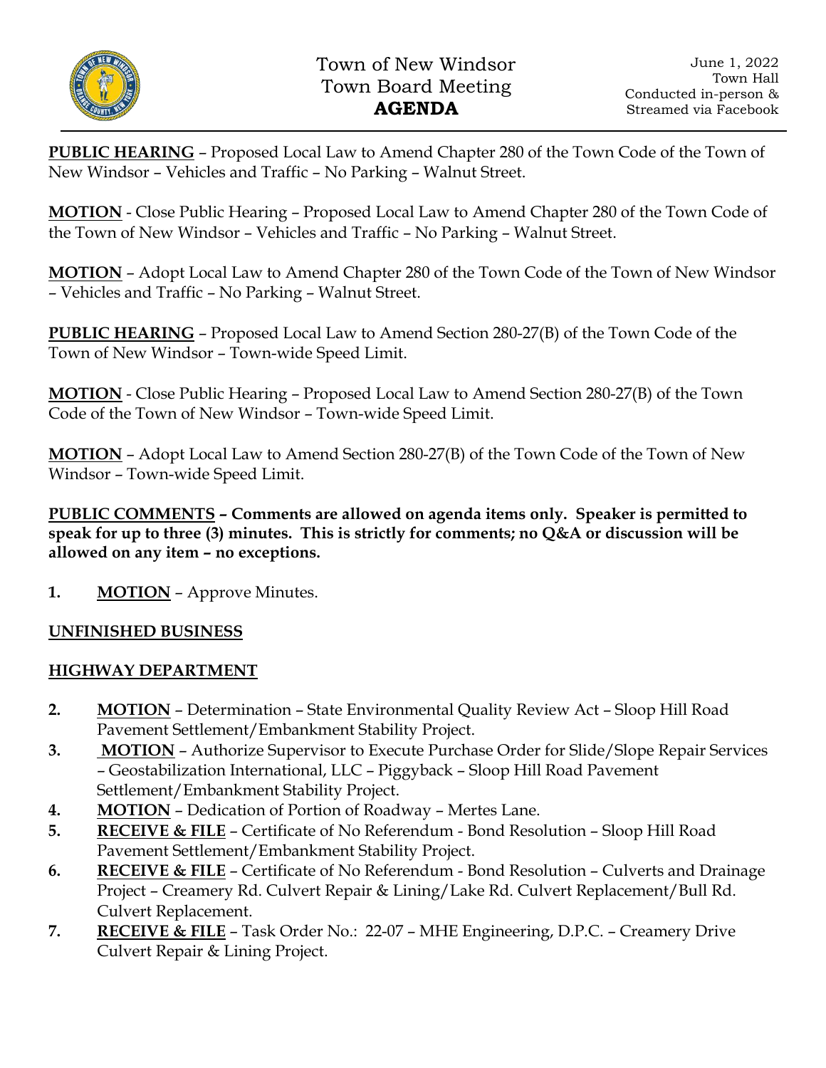# Town of New Windsor
## Town Board Meeting
## **AGENDA**

June 1, 2022
Town Hall
Conducted in-person &
Streamed via Facebook

---

**PUBLIC HEARING** – Proposed Local Law to Amend Chapter 280 of the Town Code of the Town of New Windsor – Vehicles and Traffic – No Parking – Walnut Street.

**MOTION** - Close Public Hearing – Proposed Local Law to Amend Chapter 280 of the Town Code of the Town of New Windsor – Vehicles and Traffic – No Parking – Walnut Street.

**MOTION** – Adopt Local Law to Amend Chapter 280 of the Town Code of the Town of New Windsor – Vehicles and Traffic – No Parking – Walnut Street.

**PUBLIC HEARING** – Proposed Local Law to Amend Section 280-27(B) of the Town Code of the Town of New Windsor – Town-wide Speed Limit.

**MOTION** - Close Public Hearing – Proposed Local Law to Amend Section 280-27(B) of the Town Code of the Town of New Windsor – Town-wide Speed Limit.

**MOTION** – Adopt Local Law to Amend Section 280-27(B) of the Town Code of the Town of New Windsor – Town-wide Speed Limit.

**PUBLIC COMMENTS – Comments are allowed on agenda items only. Speaker is permitted to speak for up to three (3) minutes. This is strictly for comments; no Q&A or discussion will be allowed on any item – no exceptions.**

1. **MOTION** – Approve Minutes.

**UNFINISHED BUSINESS**

**HIGHWAY DEPARTMENT**

2. **MOTION** – Determination – State Environmental Quality Review Act – Sloop Hill Road Pavement Settlement/Embankment Stability Project.
3. **MOTION** – Authorize Supervisor to Execute Purchase Order for Slide/Slope Repair Services – Geostabilization International, LLC – Piggyback – Sloop Hill Road Pavement Settlement/Embankment Stability Project.
4. **MOTION** – Dedication of Portion of Roadway – Mertes Lane.
5. **RECEIVE & FILE** – Certificate of No Referendum - Bond Resolution – Sloop Hill Road Pavement Settlement/Embankment Stability Project.
6. **RECEIVE & FILE** – Certificate of No Referendum - Bond Resolution – Culverts and Drainage Project – Creamery Rd. Culvert Repair & Lining/Lake Rd. Culvert Replacement/Bull Rd. Culvert Replacement.
7. **RECEIVE & FILE** – Task Order No.: 22-07 – MHE Engineering, D.P.C. – Creamery Drive Culvert Repair & Lining Project.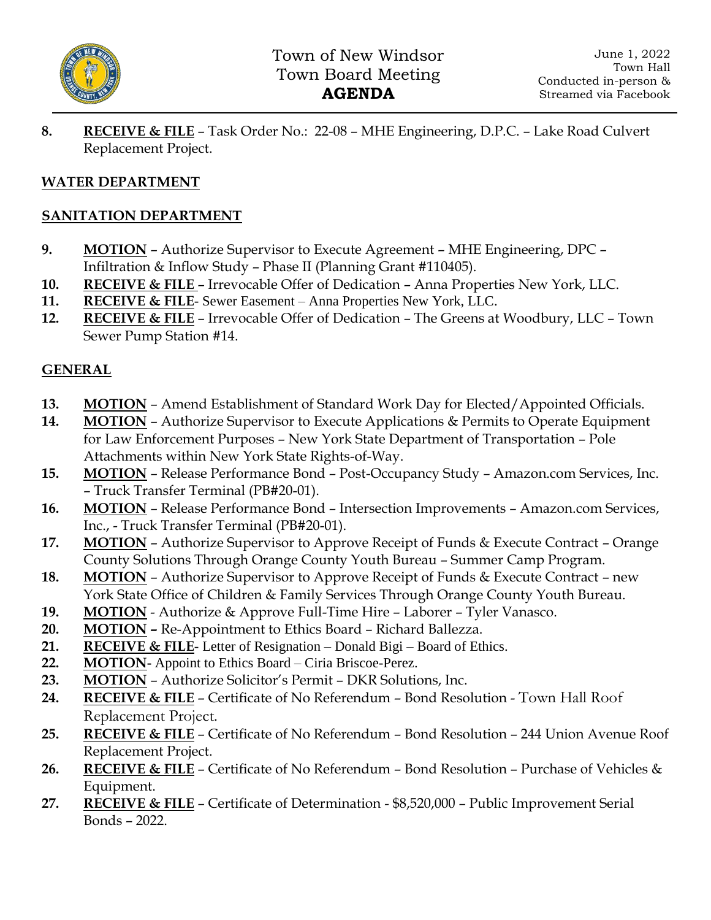8. **RECEIVE & FILE** – Task Order No.: 22-08 – MHE Engineering, D.P.C. – Lake Road Culvert Replacement Project.

**WATER DEPARTMENT**

**SANITATION DEPARTMENT**

9. **MOTION** – Authorize Supervisor to Execute Agreement – MHE Engineering, DPC – Infiltration & Inflow Study – Phase II (Planning Grant #110405).
10. **RECEIVE & FILE** – Irrevocable Offer of Dedication – Anna Properties New York, LLC.
11. **RECEIVE & FILE**- Sewer Easement – Anna Properties New York, LLC.
12. **RECEIVE & FILE** – Irrevocable Offer of Dedication – The Greens at Woodbury, LLC – Town Sewer Pump Station #14.

**GENERAL**

13. **MOTION** – Amend Establishment of Standard Work Day for Elected/Appointed Officials.
14. **MOTION** – Authorize Supervisor to Execute Applications & Permits to Operate Equipment for Law Enforcement Purposes – New York State Department of Transportation – Pole Attachments within New York State Rights-of-Way.
15. **MOTION** – Release Performance Bond – Post-Occupancy Study – Amazon.com Services, Inc. – Truck Transfer Terminal (PB#20-01).
16. **MOTION** – Release Performance Bond – Intersection Improvements – Amazon.com Services, Inc., - Truck Transfer Terminal (PB#20-01).
17. **MOTION** – Authorize Supervisor to Approve Receipt of Funds & Execute Contract – Orange County Solutions Through Orange County Youth Bureau – Summer Camp Program.
18. **MOTION** – Authorize Supervisor to Approve Receipt of Funds & Execute Contract – new York State Office of Children & Family Services Through Orange County Youth Bureau.
19. **MOTION** - Authorize & Approve Full-Time Hire – Laborer – Tyler Vanasco.
20. **MOTION –** Re-Appointment to Ethics Board – Richard Ballezza.
21. **RECEIVE & FILE**- Letter of Resignation – Donald Bigi – Board of Ethics.
22. **MOTION**- Appoint to Ethics Board – Ciria Briscoe-Perez.
23. **MOTION** – Authorize Solicitor's Permit – DKR Solutions, Inc.
24. **RECEIVE & FILE** – Certificate of No Referendum – Bond Resolution - Town Hall Roof Replacement Project.
25. **RECEIVE & FILE** – Certificate of No Referendum – Bond Resolution – 244 Union Avenue Roof Replacement Project.
26. **RECEIVE & FILE** – Certificate of No Referendum – Bond Resolution – Purchase of Vehicles & Equipment.
27. **RECEIVE & FILE** – Certificate of Determination - $8,520,000 – Public Improvement Serial Bonds – 2022.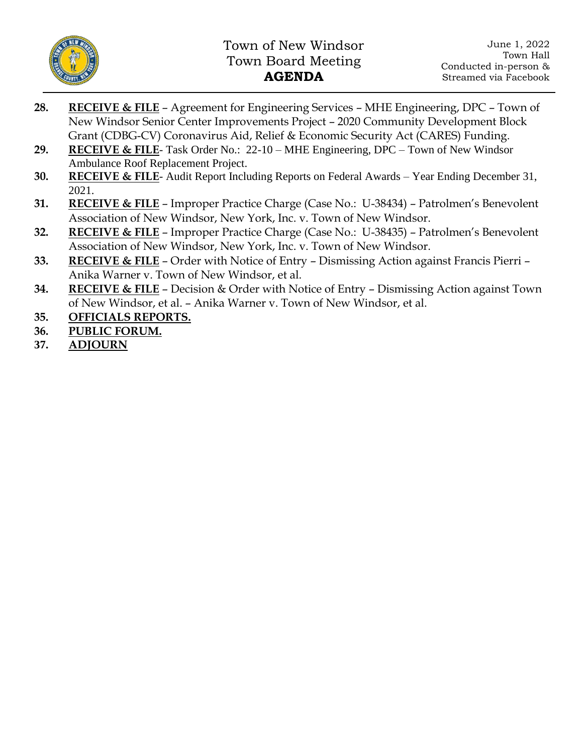28. **RECEIVE & FILE** – Agreement for Engineering Services – MHE Engineering, DPC – Town of New Windsor Senior Center Improvements Project – 2020 Community Development Block Grant (CDBG-CV) Coronavirus Aid, Relief & Economic Security Act (CARES) Funding.
29. **RECEIVE & FILE**- Task Order No.: 22-10 – MHE Engineering, DPC – Town of New Windsor Ambulance Roof Replacement Project.
30. **RECEIVE & FILE**- Audit Report Including Reports on Federal Awards – Year Ending December 31, 2021.
31. **RECEIVE & FILE** – Improper Practice Charge (Case No.: U-38434) – Patrolmen's Benevolent Association of New Windsor, New York, Inc. v. Town of New Windsor.
32. **RECEIVE & FILE** – Improper Practice Charge (Case No.: U-38435) – Patrolmen's Benevolent Association of New Windsor, New York, Inc. v. Town of New Windsor.
33. **RECEIVE & FILE** – Order with Notice of Entry – Dismissing Action against Francis Pierri – Anika Warner v. Town of New Windsor, et al.
34. **RECEIVE & FILE** – Decision & Order with Notice of Entry – Dismissing Action against Town of New Windsor, et al. – Anika Warner v. Town of New Windsor, et al.
35. **OFFICIALS REPORTS.**
36. **PUBLIC FORUM.**
37. **ADJOURN**